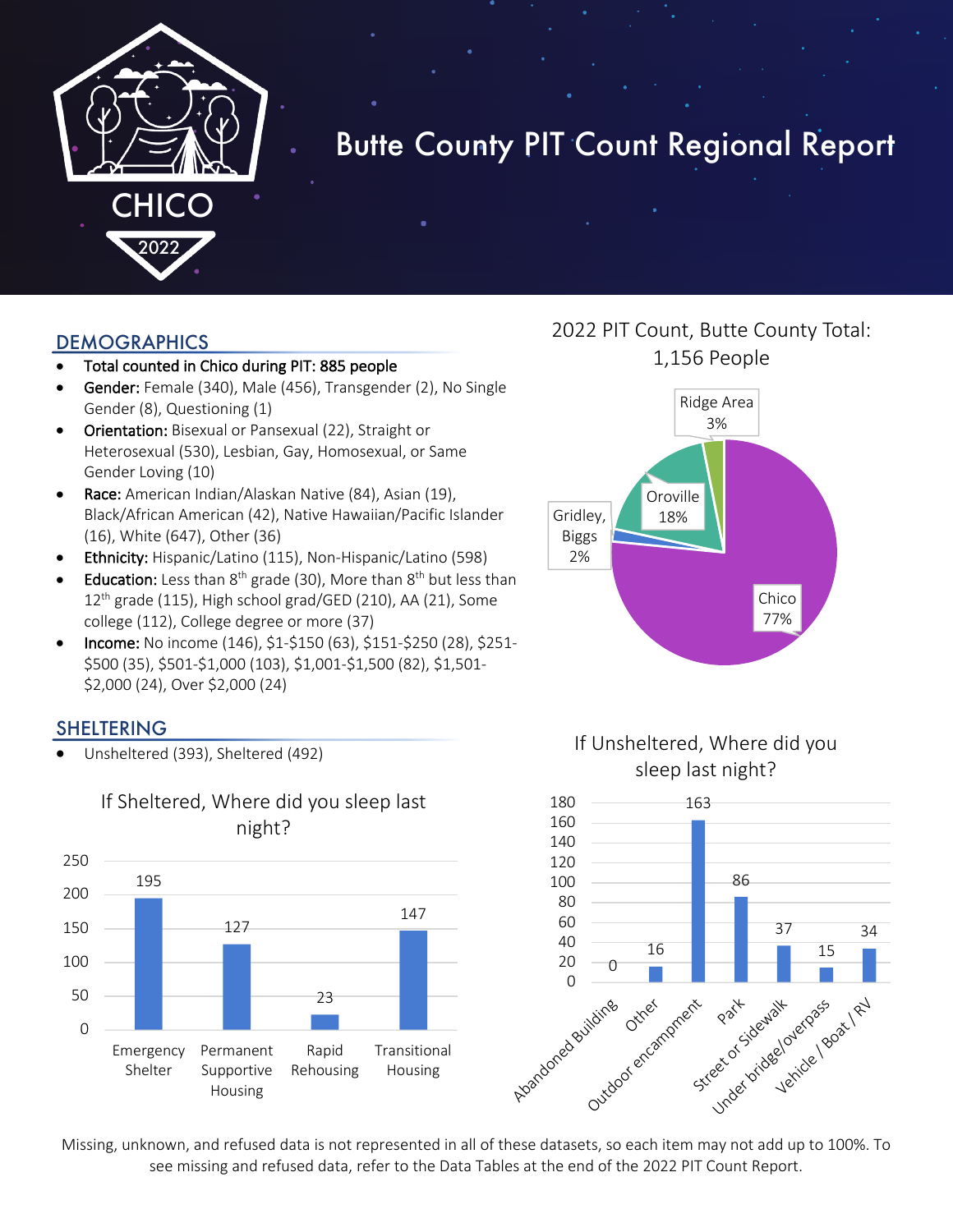# Butte County PIT Count Regional Report

CHICO 2022

## DEMOGRAPHICS

- **Total counted in Chico during PIT: 885 people**
- **Gender:** Female (340), Male (456), Transgender (2), No Single Gender (8), Questioning (1)
- **Orientation:** Bisexual or Pansexual (22), Straight or Heterosexual (530), Lesbian, Gay, Homosexual, or Same Gender Loving (10)
- **Race:** American Indian/Alaskan Native (84), Asian (19), Black/African American (42), Native Hawaiian/Pacific Islander (16), White (647), Other (36)
- **Ethnicity:** Hispanic/Latino (115), Non-Hispanic/Latino (598)
- **Education:** Less than 8th grade (30), More than 8th but less than 12th grade (115), High school grad/GED (210), AA (21), Some college (112), College degree or more (37)
- **Income:** No income (146), $1-$150 (63), $151-$250 (28), $251-$500 (35), $501-$1,000 (103), $1,001-$1,500 (82), $1,501-$2,000 (24), Over $2,000 (24)

2022 PIT Count, Butte County Total: 1,156 People

| Area | Percent |
|---|---|
| Chico | 77% |
| Oroville | 18% |
| Ridge Area | 3% |
| Gridley, Biggs | 2% |

## SHELTERING

- Unsheltered (393), Sheltered (492)

If Sheltered, Where did you sleep last night?

| Location | Count |
|---|---|
| Emergency Shelter | 195 |
| Permanent Supportive Housing | 127 |
| Rapid Rehousing | 23 |
| Transitional Housing | 147 |

If Unsheltered, Where did you sleep last night?

| Location | Count |
|---|---|
| Abandoned Building | 0 |
| Other | 16 |
| Outdoor encampment | 163 |
| Park | 86 |
| Street or Sidewalk | 37 |
| Under bridge/overpass | 15 |
| Vehicle / Boat / RV | 34 |

Missing, unknown, and refused data is not represented in all of these datasets, so each item may not add up to 100%. To see missing and refused data, refer to the Data Tables at the end of the 2022 PIT Count Report.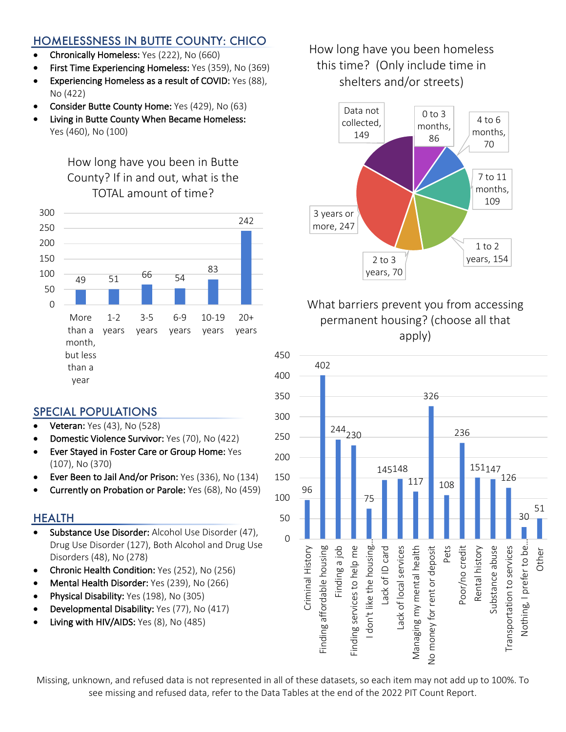## HOMELESSNESS IN BUTTE COUNTY: CHICO

- **Chronically Homeless:** Yes (222), No (660)
- **First Time Experiencing Homeless:** Yes (359), No (369)
- **Experiencing Homeless as a result of COVID:** Yes (88), No (422)
- **Consider Butte County Home:** Yes (429), No (63)
- **Living in Butte County When Became Homeless:** Yes (460), No (100)

How long have you been in Butte County? If in and out, what is the TOTAL amount of time?

300
250
200
150
100
50
0

49
51
66
54
83
242

More than a month, but less than a year
1-2 years
3-5 years
6-9 years
10-19 years
20+ years

## SPECIAL POPULATIONS

- **Veteran:** Yes (43), No (528)
- **Domestic Violence Survivor:** Yes (70), No (422)
- **Ever Stayed in Foster Care or Group Home:** Yes (107), No (370)
- **Ever Been to Jail And/or Prison:** Yes (336), No (134)
- **Currently on Probation or Parole:** Yes (68), No (459)

## HEALTH

- **Substance Use Disorder:** Alcohol Use Disorder (47), Drug Use Disorder (127), Both Alcohol and Drug Use Disorders (48), No (278)
- **Chronic Health Condition:** Yes (252), No (256)
- **Mental Health Disorder:** Yes (239), No (266)
- **Physical Disability:** Yes (198), No (305)
- **Developmental Disability:** Yes (77), No (417)
- **Living with HIV/AIDS:** Yes (8), No (485)

How long have you been homeless this time? (Only include time in shelters and/or streets)

Data not collected, 149
0 to 3 months, 86
4 to 6 months, 70
7 to 11 months, 109
1 to 2 years, 154
2 to 3 years, 70
3 years or more, 247

What barriers prevent you from accessing permanent housing? (choose all that apply)

450
400
350
300
250
200
150
100
50
0

96
402
244
230
75
145
148
117
326
108
236
151
147
126
30
51

Criminal History
Finding affordable housing
Finding a job
Finding services to help me
I don't like the housing...
Lack of ID card
Lack of local services
Managing my mental health
No money for rent or deposit
Pets
Poor/no credit
Rental history
Substance abuse
Transportation to services
Nothing, I prefer to be...
Other

Missing, unknown, and refused data is not represented in all of these datasets, so each item may not add up to 100%. To see missing and refused data, refer to the Data Tables at the end of the 2022 PIT Count Report.